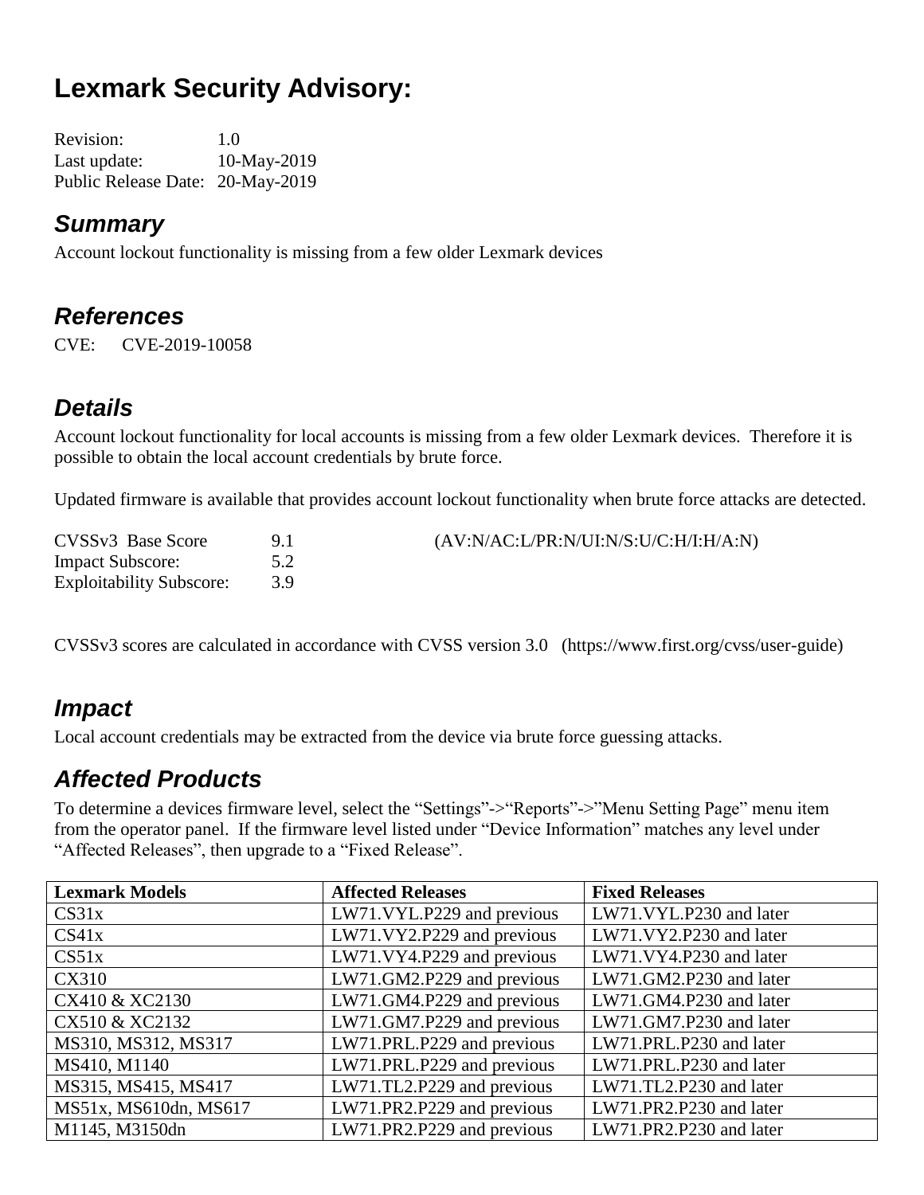# Lexmark Security Advisory:

Revision: 1.0
Last update: 10-May-2019
Public Release Date: 20-May-2019

## *Summary*

Account lockout functionality is missing from a few older Lexmark devices

## *References*

CVE: CVE-2019-10058

## *Details*

Account lockout functionality for local accounts is missing from a few older Lexmark devices. Therefore it is possible to obtain the local account credentials by brute force.

Updated firmware is available that provides account lockout functionality when brute force attacks are detected.

CVSSv3 Base Score 9.1 (AV:N/AC:L/PR:N/UI:N/S:U/C:H/I:H/A:N)
Impact Subscore: 5.2
Exploitability Subscore: 3.9

CVSSv3 scores are calculated in accordance with CVSS version 3.0 (https://www.first.org/cvss/user-guide)

## *Impact*

Local account credentials may be extracted from the device via brute force guessing attacks.

## *Affected Products*

To determine a devices firmware level, select the "Settings"->"Reports"->"Menu Setting Page" menu item from the operator panel. If the firmware level listed under "Device Information" matches any level under "Affected Releases", then upgrade to a "Fixed Release".

| **Lexmark Models** | **Affected Releases** | **Fixed Releases** |
|---|---|---|
| CS31x | LW71.VYL.P229 and previous | LW71.VYL.P230 and later |
| CS41x | LW71.VY2.P229 and previous | LW71.VY2.P230 and later |
| CS51x | LW71.VY4.P229 and previous | LW71.VY4.P230 and later |
| CX310 | LW71.GM2.P229 and previous | LW71.GM2.P230 and later |
| CX410 & XC2130 | LW71.GM4.P229 and previous | LW71.GM4.P230 and later |
| CX510 & XC2132 | LW71.GM7.P229 and previous | LW71.GM7.P230 and later |
| MS310, MS312, MS317 | LW71.PRL.P229 and previous | LW71.PRL.P230 and later |
| MS410, M1140 | LW71.PRL.P229 and previous | LW71.PRL.P230 and later |
| MS315, MS415, MS417 | LW71.TL2.P229 and previous | LW71.TL2.P230 and later |
| MS51x, MS610dn, MS617 | LW71.PR2.P229 and previous | LW71.PR2.P230 and later |
| M1145, M3150dn | LW71.PR2.P229 and previous | LW71.PR2.P230 and later |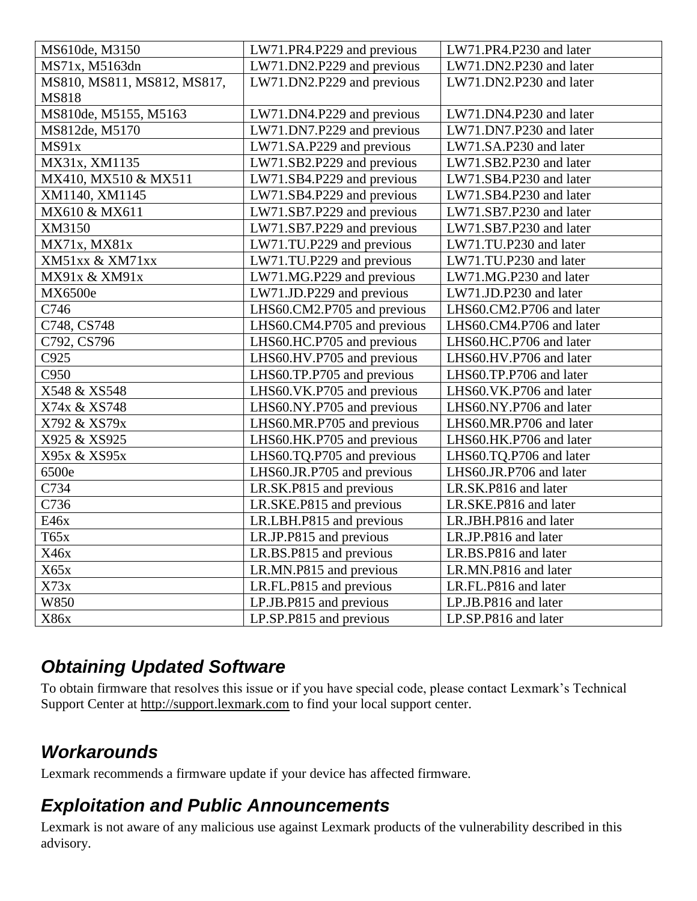| MS610de, M3150 | LW71.PR4.P229 and previous | LW71.PR4.P230 and later |
|---|---|---|
| MS71x, M5163dn | LW71.DN2.P229 and previous | LW71.DN2.P230 and later |
| MS810, MS811, MS812, MS817, MS818 | LW71.DN2.P229 and previous | LW71.DN2.P230 and later |
| MS810de, M5155, M5163 | LW71.DN4.P229 and previous | LW71.DN4.P230 and later |
| MS812de, M5170 | LW71.DN7.P229 and previous | LW71.DN7.P230 and later |
| MS91x | LW71.SA.P229 and previous | LW71.SA.P230 and later |
| MX31x, XM1135 | LW71.SB2.P229 and previous | LW71.SB2.P230 and later |
| MX410, MX510 & MX511 | LW71.SB4.P229 and previous | LW71.SB4.P230 and later |
| XM1140, XM1145 | LW71.SB4.P229 and previous | LW71.SB4.P230 and later |
| MX610 & MX611 | LW71.SB7.P229 and previous | LW71.SB7.P230 and later |
| XM3150 | LW71.SB7.P229 and previous | LW71.SB7.P230 and later |
| MX71x, MX81x | LW71.TU.P229 and previous | LW71.TU.P230 and later |
| XM51xx & XM71xx | LW71.TU.P229 and previous | LW71.TU.P230 and later |
| MX91x & XM91x | LW71.MG.P229 and previous | LW71.MG.P230 and later |
| MX6500e | LW71.JD.P229 and previous | LW71.JD.P230 and later |
| C746 | LHS60.CM2.P705 and previous | LHS60.CM2.P706 and later |
| C748, CS748 | LHS60.CM4.P705 and previous | LHS60.CM4.P706 and later |
| C792, CS796 | LHS60.HC.P705 and previous | LHS60.HC.P706 and later |
| C925 | LHS60.HV.P705 and previous | LHS60.HV.P706 and later |
| C950 | LHS60.TP.P705 and previous | LHS60.TP.P706 and later |
| X548 & XS548 | LHS60.VK.P705 and previous | LHS60.VK.P706 and later |
| X74x & XS748 | LHS60.NY.P705 and previous | LHS60.NY.P706 and later |
| X792 & XS79x | LHS60.MR.P705 and previous | LHS60.MR.P706 and later |
| X925 & XS925 | LHS60.HK.P705 and previous | LHS60.HK.P706 and later |
| X95x & XS95x | LHS60.TQ.P705 and previous | LHS60.TQ.P706 and later |
| 6500e | LHS60.JR.P705 and previous | LHS60.JR.P706 and later |
| C734 | LR.SK.P815 and previous | LR.SK.P816 and later |
| C736 | LR.SKE.P815 and previous | LR.SKE.P816 and later |
| E46x | LR.LBH.P815 and previous | LR.JBH.P816 and later |
| T65x | LR.JP.P815 and previous | LR.JP.P816 and later |
| X46x | LR.BS.P815 and previous | LR.BS.P816 and later |
| X65x | LR.MN.P815 and previous | LR.MN.P816 and later |
| X73x | LR.FL.P815 and previous | LR.FL.P816 and later |
| W850 | LP.JB.P815 and previous | LP.JB.P816 and later |
| X86x | LP.SP.P815 and previous | LP.SP.P816 and later |

## *Obtaining Updated Software*

To obtain firmware that resolves this issue or if you have special code, please contact Lexmark's Technical Support Center at http://support.lexmark.com to find your local support center.

## *Workarounds*

Lexmark recommends a firmware update if your device has affected firmware.

## *Exploitation and Public Announcements*

Lexmark is not aware of any malicious use against Lexmark products of the vulnerability described in this advisory.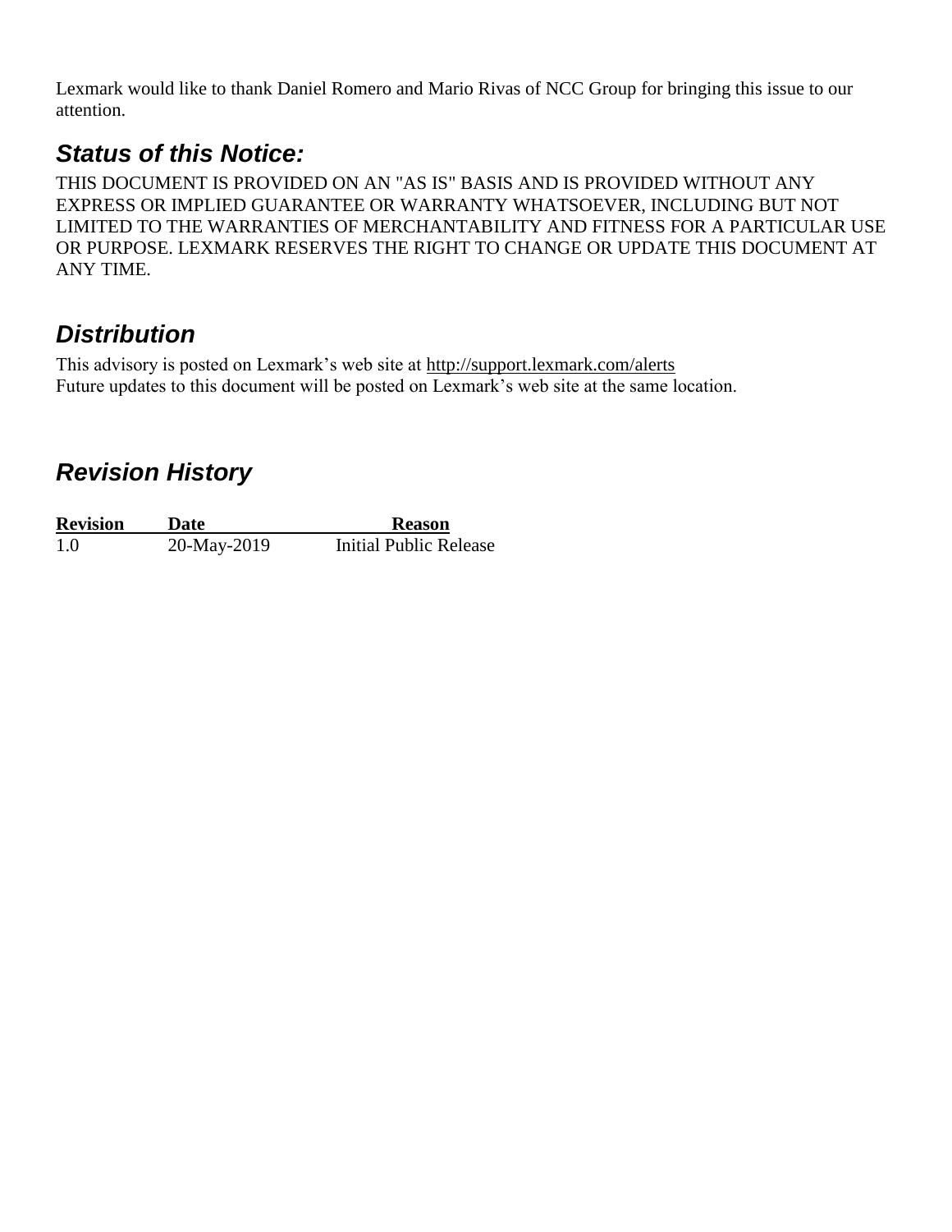Lexmark would like to thank Daniel Romero and Mario Rivas of NCC Group for bringing this issue to our attention.

## *Status of this Notice:*

THIS DOCUMENT IS PROVIDED ON AN "AS IS" BASIS AND IS PROVIDED WITHOUT ANY EXPRESS OR IMPLIED GUARANTEE OR WARRANTY WHATSOEVER, INCLUDING BUT NOT LIMITED TO THE WARRANTIES OF MERCHANTABILITY AND FITNESS FOR A PARTICULAR USE OR PURPOSE. LEXMARK RESERVES THE RIGHT TO CHANGE OR UPDATE THIS DOCUMENT AT ANY TIME.

## *Distribution*

This advisory is posted on Lexmark's web site at http://support.lexmark.com/alerts
Future updates to this document will be posted on Lexmark's web site at the same location.

## *Revision History*

| Revision | Date | Reason |
|---|---|---|
| 1.0 | 20-May-2019 | Initial Public Release |